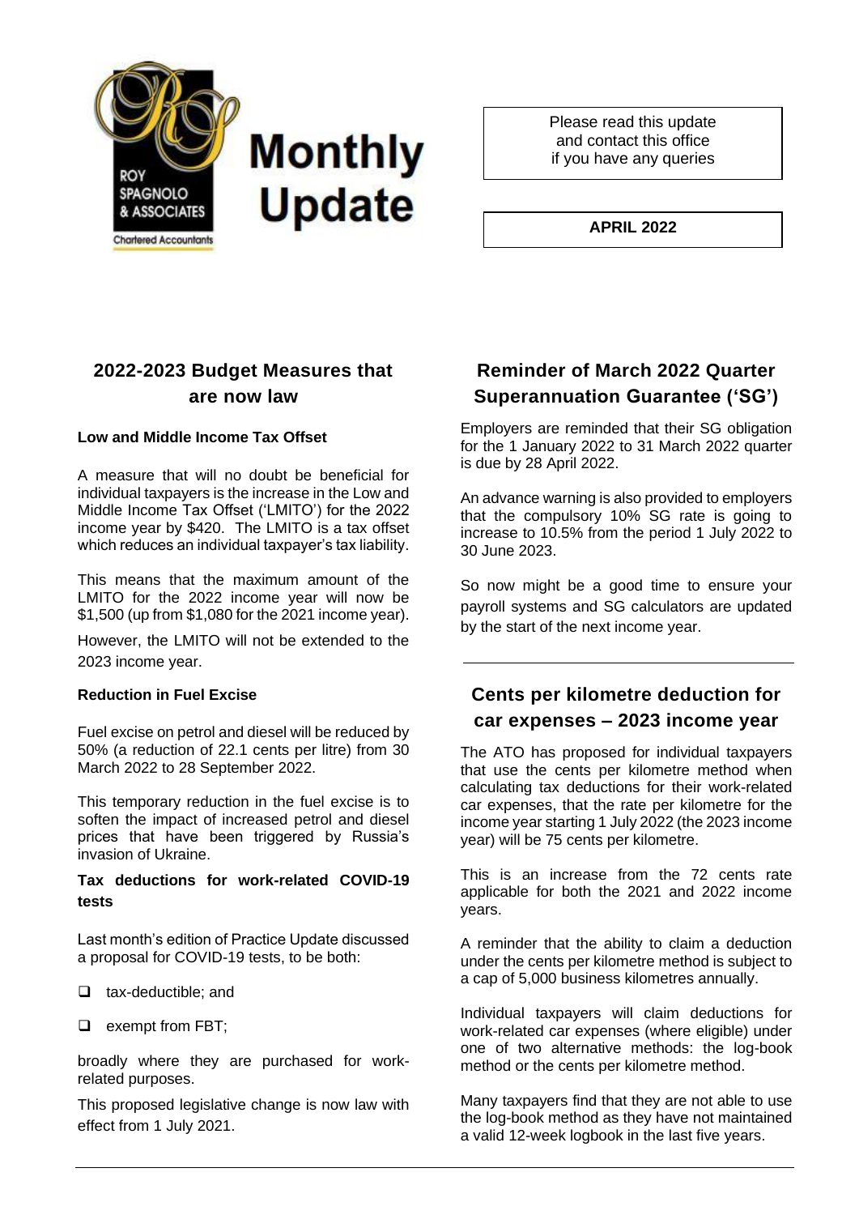# Monthly Update

ROY SPAGNOLO & ASSOCIATES
Chartered Accountants

Please read this update and contact this office if you have any queries

**APRIL 2022**

## 2022-2023 Budget Measures that are now law

### Low and Middle Income Tax Offset

A measure that will no doubt be beneficial for individual taxpayers is the increase in the Low and Middle Income Tax Offset ('LMITO') for the 2022 income year by $420. The LMITO is a tax offset which reduces an individual taxpayer's tax liability.

This means that the maximum amount of the LMITO for the 2022 income year will now be $1,500 (up from $1,080 for the 2021 income year).

However, the LMITO will not be extended to the 2023 income year.

### Reduction in Fuel Excise

Fuel excise on petrol and diesel will be reduced by 50% (a reduction of 22.1 cents per litre) from 30 March 2022 to 28 September 2022.

This temporary reduction in the fuel excise is to soften the impact of increased petrol and diesel prices that have been triggered by Russia's invasion of Ukraine.

### Tax deductions for work-related COVID-19 tests

Last month's edition of Practice Update discussed a proposal for COVID-19 tests, to be both:

- tax-deductible; and
- exempt from FBT;

broadly where they are purchased for work-related purposes.

This proposed legislative change is now law with effect from 1 July 2021.

## Reminder of March 2022 Quarter Superannuation Guarantee ('SG')

Employers are reminded that their SG obligation for the 1 January 2022 to 31 March 2022 quarter is due by 28 April 2022.

An advance warning is also provided to employers that the compulsory 10% SG rate is going to increase to 10.5% from the period 1 July 2022 to 30 June 2023.

So now might be a good time to ensure your payroll systems and SG calculators are updated by the start of the next income year.

## Cents per kilometre deduction for car expenses – 2023 income year

The ATO has proposed for individual taxpayers that use the cents per kilometre method when calculating tax deductions for their work-related car expenses, that the rate per kilometre for the income year starting 1 July 2022 (the 2023 income year) will be 75 cents per kilometre.

This is an increase from the 72 cents rate applicable for both the 2021 and 2022 income years.

A reminder that the ability to claim a deduction under the cents per kilometre method is subject to a cap of 5,000 business kilometres annually.

Individual taxpayers will claim deductions for work-related car expenses (where eligible) under one of two alternative methods: the log-book method or the cents per kilometre method.

Many taxpayers find that they are not able to use the log-book method as they have not maintained a valid 12-week logbook in the last five years.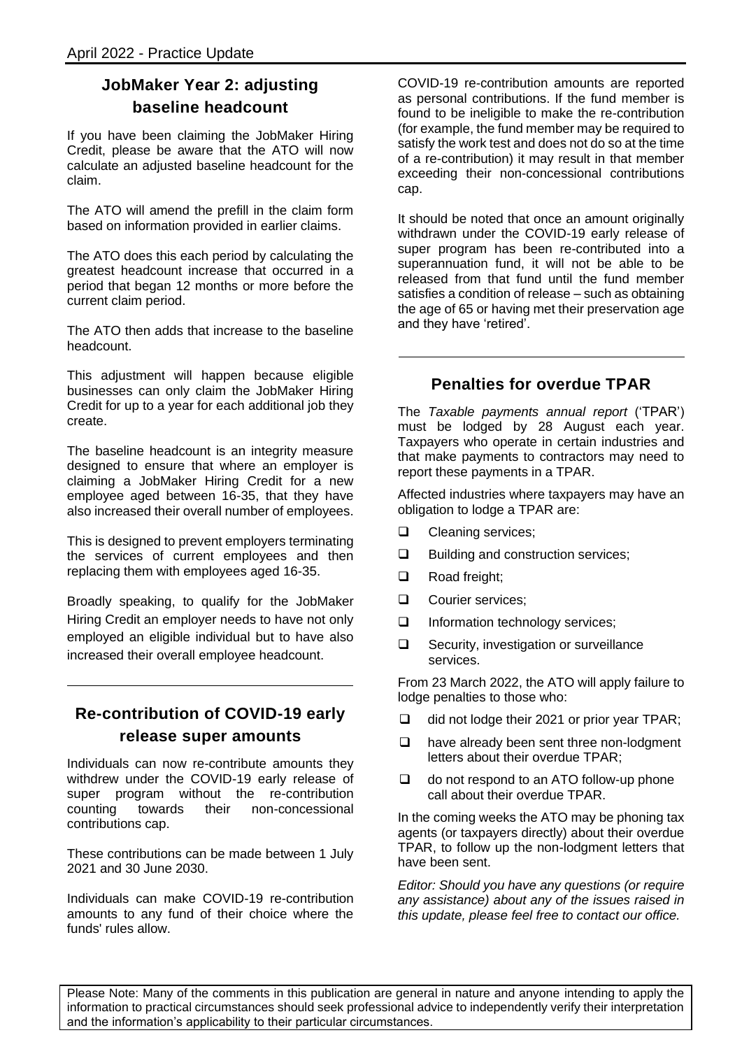## JobMaker Year 2: adjusting baseline headcount

If you have been claiming the JobMaker Hiring Credit, please be aware that the ATO will now calculate an adjusted baseline headcount for the claim.

The ATO will amend the prefill in the claim form based on information provided in earlier claims.

The ATO does this each period by calculating the greatest headcount increase that occurred in a period that began 12 months or more before the current claim period.

The ATO then adds that increase to the baseline headcount.

This adjustment will happen because eligible businesses can only claim the JobMaker Hiring Credit for up to a year for each additional job they create.

The baseline headcount is an integrity measure designed to ensure that where an employer is claiming a JobMaker Hiring Credit for a new employee aged between 16-35, that they have also increased their overall number of employees.

This is designed to prevent employers terminating the services of current employees and then replacing them with employees aged 16-35.

Broadly speaking, to qualify for the JobMaker Hiring Credit an employer needs to have not only employed an eligible individual but to have also increased their overall employee headcount.

## Re-contribution of COVID-19 early release super amounts

Individuals can now re-contribute amounts they withdrew under the COVID-19 early release of super program without the re-contribution counting towards their non-concessional contributions cap.

These contributions can be made between 1 July 2021 and 30 June 2030.

Individuals can make COVID-19 re-contribution amounts to any fund of their choice where the funds' rules allow.

COVID-19 re-contribution amounts are reported as personal contributions. If the fund member is found to be ineligible to make the re-contribution (for example, the fund member may be required to satisfy the work test and does not do so at the time of a re-contribution) it may result in that member exceeding their non-concessional contributions cap.

It should be noted that once an amount originally withdrawn under the COVID-19 early release of super program has been re-contributed into a superannuation fund, it will not be able to be released from that fund until the fund member satisfies a condition of release – such as obtaining the age of 65 or having met their preservation age and they have 'retired'.

## Penalties for overdue TPAR

The *Taxable payments annual report* ('TPAR') must be lodged by 28 August each year. Taxpayers who operate in certain industries and that make payments to contractors may need to report these payments in a TPAR.

Affected industries where taxpayers may have an obligation to lodge a TPAR are:

- Cleaning services;
- Building and construction services;
- Road freight;
- Courier services;
- Information technology services;
- Security, investigation or surveillance services.

From 23 March 2022, the ATO will apply failure to lodge penalties to those who:

- did not lodge their 2021 or prior year TPAR;
- have already been sent three non-lodgment letters about their overdue TPAR;
- do not respond to an ATO follow-up phone call about their overdue TPAR.

In the coming weeks the ATO may be phoning tax agents (or taxpayers directly) about their overdue TPAR, to follow up the non-lodgment letters that have been sent.

*Editor: Should you have any questions (or require any assistance) about any of the issues raised in this update, please feel free to contact our office.*

Please Note: Many of the comments in this publication are general in nature and anyone intending to apply the information to practical circumstances should seek professional advice to independently verify their interpretation and the information's applicability to their particular circumstances.